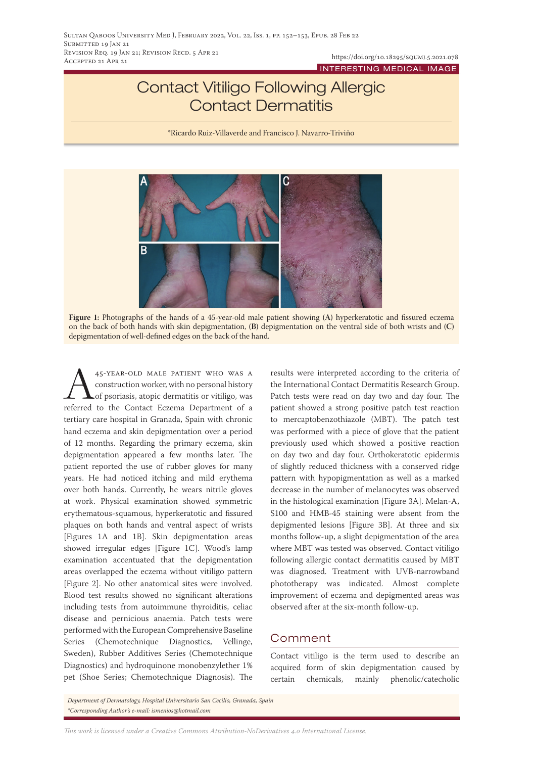INTERESTING MEDICAL IMAGE

# Contact Vitiligo Following Allergic Contact Dermatitis

*Ricardo Ruiz-Villaverde and Francisco J. Navarro-Triviño

**Figure 1:** Photographs of the hands of a 45-year-old male patient showing (**A**) hyperkeratotic and fissured eczema on the back of both hands with skin depigmentation, (**B**) depigmentation on the ventral side of both wrists and (**C**) depigmentation of well-defined edges on the back of the hand.

A 45-year-old male patient who was a construction worker, with no personal history of psoriasis, atopic dermatitis or vitiligo, was referred to the Contact Eczema Department of a tertiary care hospital in Granada, Spain with chronic hand eczema and skin depigmentation over a period of 12 months. Regarding the primary eczema, skin depigmentation appeared a few months later. The patient reported the use of rubber gloves for many years. He had noticed itching and mild erythema over both hands. Currently, he wears nitrile gloves at work. Physical examination showed symmetric erythematous-squamous, hyperkeratotic and fissured plaques on both hands and ventral aspect of wrists [Figures 1A and 1B]. Skin depigmentation areas showed irregular edges [Figure 1C]. Wood's lamp examination accentuated that the depigmentation areas overlapped the eczema without vitiligo pattern [Figure 2]. No other anatomical sites were involved. Blood test results showed no significant alterations including tests from autoimmune thyroiditis, celiac disease and pernicious anaemia. Patch tests were performed with the European Comprehensive Baseline Series (Chemotechnique Diagnostics, Vellinge, Sweden), Rubber Additives Series (Chemotechnique Diagnostics) and hydroquinone monobenzylether 1% pet (Shoe Series; Chemotechnique Diagnosis). The results were interpreted according to the criteria of the International Contact Dermatitis Research Group. Patch tests were read on day two and day four. The patient showed a strong positive patch test reaction to mercaptobenzothiazole (MBT). The patch test was performed with a piece of glove that the patient previously used which showed a positive reaction on day two and day four. Orthokeratotic epidermis of slightly reduced thickness with a conserved ridge pattern with hypopigmentation as well as a marked decrease in the number of melanocytes was observed in the histological examination [Figure 3A]. Melan-A, S100 and HMB-45 staining were absent from the depigmented lesions [Figure 3B]. At three and six months follow-up, a slight depigmentation of the area where MBT was tested was observed. Contact vitiligo following allergic contact dermatitis caused by MBT was diagnosed. Treatment with UVB-narrowband phototherapy was indicated. Almost complete improvement of eczema and depigmented areas was observed after at the six-month follow-up.

## Comment

Contact vitiligo is the term used to describe an acquired form of skin depigmentation caused by certain chemicals, mainly phenolic/catecholic

*Department of Dermatology, Hospital Universitario San Cecilio, Granada, Spain*
*\*Corresponding Author's e-mail: ismenios@hotmail.com*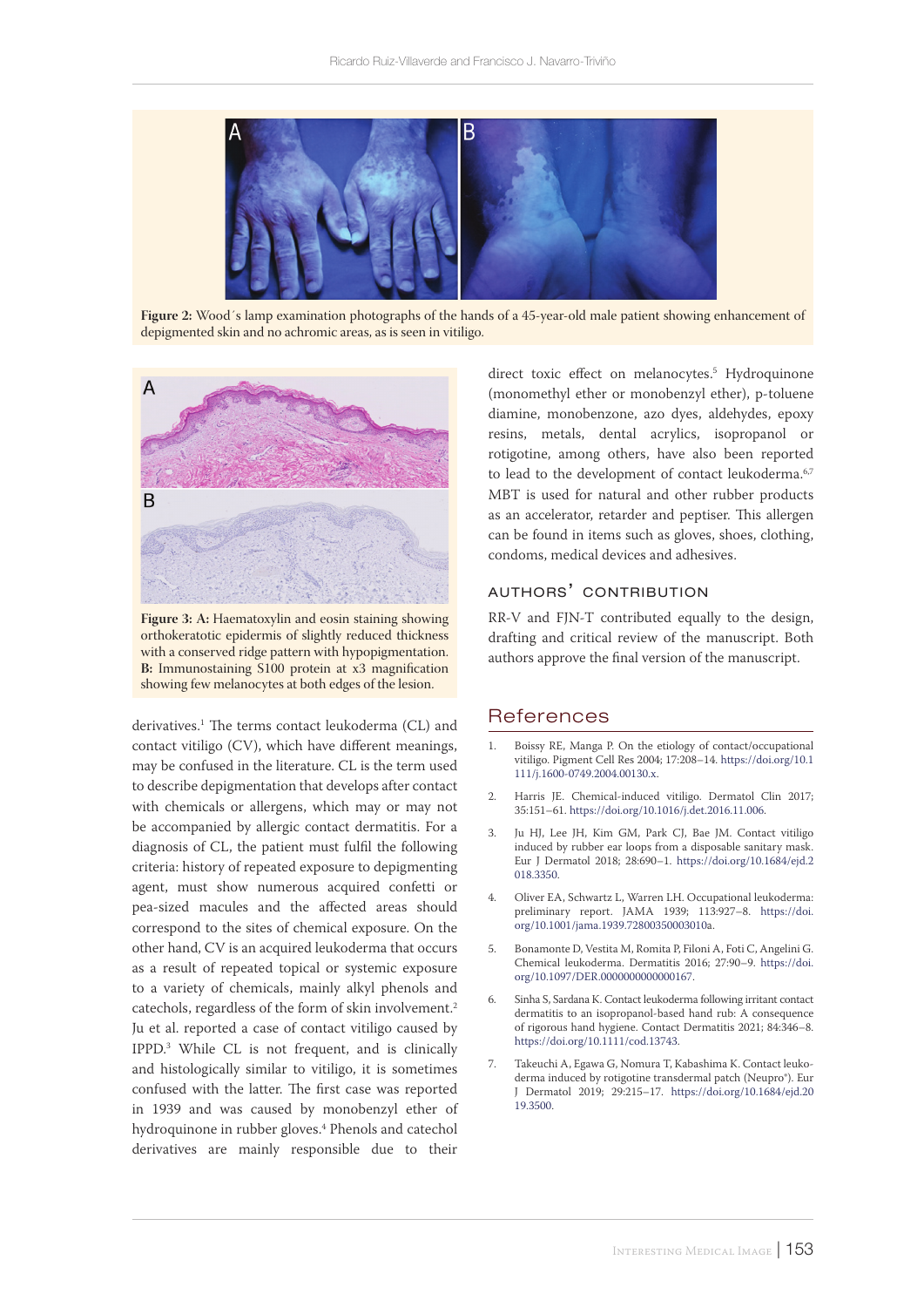Figure 2: Wood´s lamp examination photographs of the hands of a 45-year-old male patient showing enhancement of depigmented skin and no achromic areas, as is seen in vitiligo.

Figure 3: A: Haematoxylin and eosin staining showing orthokeratotic epidermis of slightly reduced thickness with a conserved ridge pattern with hypopigmentation. B: Immunostaining S100 protein at x3 magnification showing few melanocytes at both edges of the lesion.

derivatives.[1] The terms contact leukoderma (CL) and contact vitiligo (CV), which have different meanings, may be confused in the literature. CL is the term used to describe depigmentation that develops after contact with chemicals or allergens, which may or may not be accompanied by allergic contact dermatitis. For a diagnosis of CL, the patient must fulfil the following criteria: history of repeated exposure to depigmenting agent, must show numerous acquired confetti or pea-sized macules and the affected areas should correspond to the sites of chemical exposure. On the other hand, CV is an acquired leukoderma that occurs as a result of repeated topical or systemic exposure to a variety of chemicals, mainly alkyl phenols and catechols, regardless of the form of skin involvement.[2] Ju et al. reported a case of contact vitiligo caused by IPPD.[3] While CL is not frequent, and is clinically and histologically similar to vitiligo, it is sometimes confused with the latter. The first case was reported in 1939 and was caused by monobenzyl ether of hydroquinone in rubber gloves.[4] Phenols and catechol derivatives are mainly responsible due to their direct toxic effect on melanocytes.[5] Hydroquinone (monomethyl ether or monobenzyl ether), p-toluene diamine, monobenzone, azo dyes, aldehydes, epoxy resins, metals, dental acrylics, isopropanol or rotigotine, among others, have also been reported to lead to the development of contact leukoderma.[6,7] MBT is used for natural and other rubber products as an accelerator, retarder and peptiser. This allergen can be found in items such as gloves, shoes, clothing, condoms, medical devices and adhesives.

## Authors' contribution

RR-V and FJN-T contributed equally to the design, drafting and critical review of the manuscript. Both authors approve the final version of the manuscript.

## References

1. Boissy RE, Manga P. On the etiology of contact/occupational vitiligo. Pigment Cell Res 2004; 17:208–14. https://doi.org/10.1111/j.1600-0749.2004.00130.x.
2. Harris JE. Chemical-induced vitiligo. Dermatol Clin 2017; 35:151–61. https://doi.org/10.1016/j.det.2016.11.006.
3. Ju HJ, Lee JH, Kim GM, Park CJ, Bae JM. Contact vitiligo induced by rubber ear loops from a disposable sanitary mask. Eur J Dermatol 2018; 28:690–1. https://doi.org/10.1684/ejd.2018.3350.
4. Oliver EA, Schwartz L, Warren LH. Occupational leukoderma: preliminary report. JAMA 1939; 113:927–8. https://doi.org/10.1001/jama.1939.72800350003010a.
5. Bonamonte D, Vestita M, Romita P, Filoni A, Foti C, Angelini G. Chemical leukoderma. Dermatitis 2016; 27:90–9. https://doi.org/10.1097/DER.0000000000000167.
6. Sinha S, Sardana K. Contact leukoderma following irritant contact dermatitis to an isopropanol-based hand rub: A consequence of rigorous hand hygiene. Contact Dermatitis 2021; 84:346–8. https://doi.org/10.1111/cod.13743.
7. Takeuchi A, Egawa G, Nomura T, Kabashima K. Contact leukoderma induced by rotigotine transdermal patch (Neupro®). Eur J Dermatol 2019; 29:215–17. https://doi.org/10.1684/ejd.2019.3500.